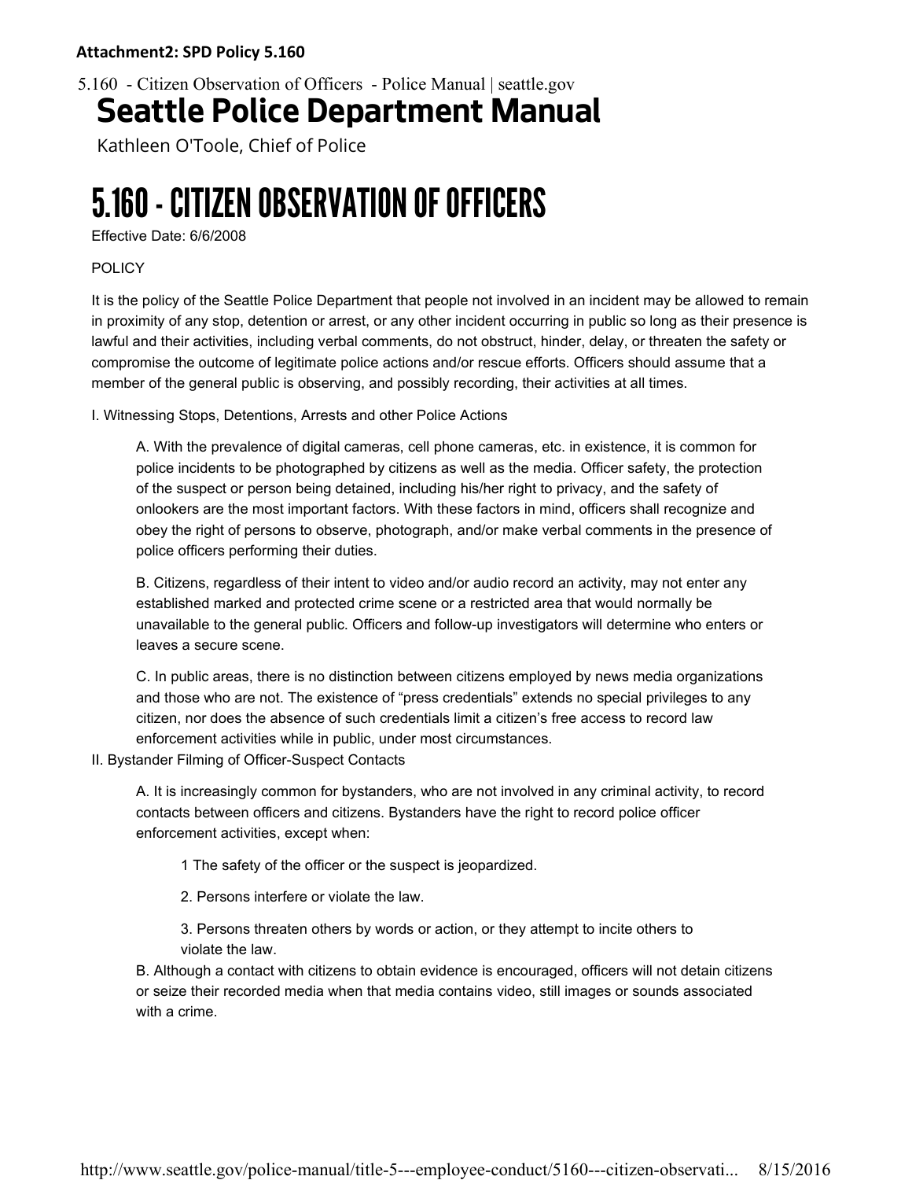**Attachment2: SPD Policy 5.160**

5.160 - Citizen Observation of Officers - Police Manual | seattle.gov

# Seattle Police Department Manual

Kathleen O'Toole, Chief of Police

# 5.160 - CITIZEN OBSERVATION OF OFFICERS

Effective Date: 6/6/2008

POLICY

It is the policy of the Seattle Police Department that people not involved in an incident may be allowed to remain in proximity of any stop, detention or arrest, or any other incident occurring in public so long as their presence is lawful and their activities, including verbal comments, do not obstruct, hinder, delay, or threaten the safety or compromise the outcome of legitimate police actions and/or rescue efforts. Officers should assume that a member of the general public is observing, and possibly recording, their activities at all times.

I. Witnessing Stops, Detentions, Arrests and other Police Actions

A. With the prevalence of digital cameras, cell phone cameras, etc. in existence, it is common for police incidents to be photographed by citizens as well as the media. Officer safety, the protection of the suspect or person being detained, including his/her right to privacy, and the safety of onlookers are the most important factors. With these factors in mind, officers shall recognize and obey the right of persons to observe, photograph, and/or make verbal comments in the presence of police officers performing their duties.

B. Citizens, regardless of their intent to video and/or audio record an activity, may not enter any established marked and protected crime scene or a restricted area that would normally be unavailable to the general public. Officers and follow-up investigators will determine who enters or leaves a secure scene.

C. In public areas, there is no distinction between citizens employed by news media organizations and those who are not. The existence of "press credentials" extends no special privileges to any citizen, nor does the absence of such credentials limit a citizen's free access to record law enforcement activities while in public, under most circumstances.

II. Bystander Filming of Officer-Suspect Contacts

A. It is increasingly common for bystanders, who are not involved in any criminal activity, to record contacts between officers and citizens. Bystanders have the right to record police officer enforcement activities, except when:

1 The safety of the officer or the suspect is jeopardized.

2. Persons interfere or violate the law.

3. Persons threaten others by words or action, or they attempt to incite others to violate the law.

B. Although a contact with citizens to obtain evidence is encouraged, officers will not detain citizens or seize their recorded media when that media contains video, still images or sounds associated with a crime.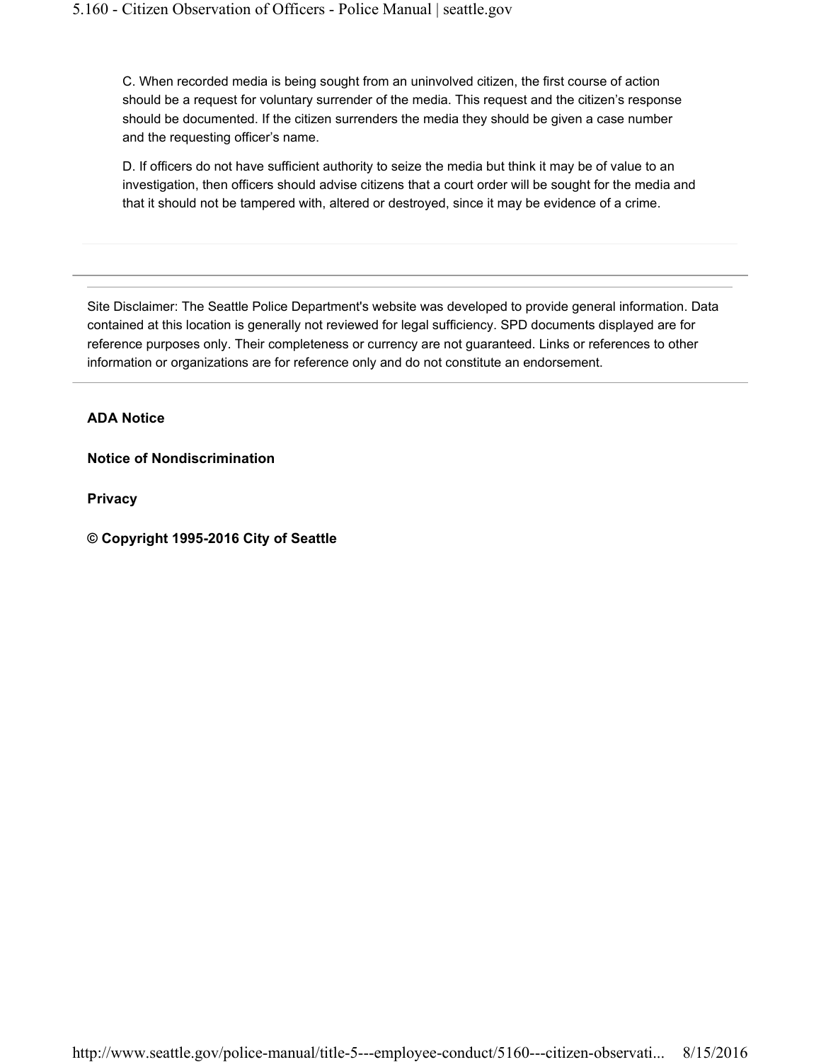C. When recorded media is being sought from an uninvolved citizen, the first course of action should be a request for voluntary surrender of the media. This request and the citizen's response should be documented. If the citizen surrenders the media they should be given a case number and the requesting officer's name.

D. If officers do not have sufficient authority to seize the media but think it may be of value to an investigation, then officers should advise citizens that a court order will be sought for the media and that it should not be tampered with, altered or destroyed, since it may be evidence of a crime.

---

Site Disclaimer: The Seattle Police Department's website was developed to provide general information. Data contained at this location is generally not reviewed for legal sufficiency. SPD documents displayed are for reference purposes only. Their completeness or currency are not guaranteed. Links or references to other information or organizations are for reference only and do not constitute an endorsement.

---

**ADA Notice**

**Notice of Nondiscrimination**

**Privacy**

**© Copyright 1995-2016 City of Seattle**